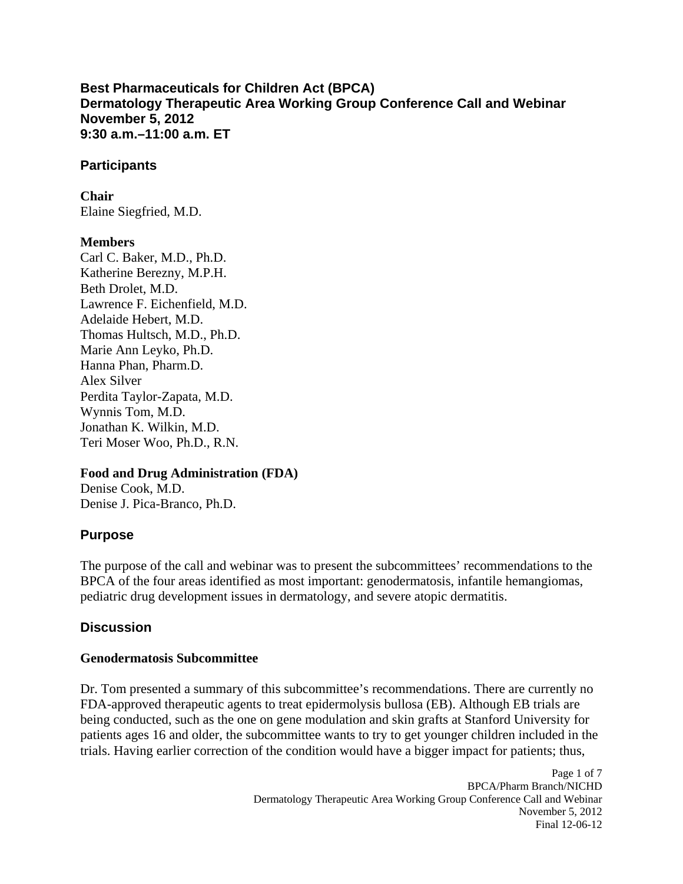# Best Pharmaceuticals for Children Act (BPCA)
# Dermatology Therapeutic Area Working Group Conference Call and Webinar
# November 5, 2012
# 9:30 a.m.–11:00 a.m. ET

## Participants

**Chair**
Elaine Siegfried, M.D.

**Members**
Carl C. Baker, M.D., Ph.D.
Katherine Berezny, M.P.H.
Beth Drolet, M.D.
Lawrence F. Eichenfield, M.D.
Adelaide Hebert, M.D.
Thomas Hultsch, M.D., Ph.D.
Marie Ann Leyko, Ph.D.
Hanna Phan, Pharm.D.
Alex Silver
Perdita Taylor-Zapata, M.D.
Wynnis Tom, M.D.
Jonathan K. Wilkin, M.D.
Teri Moser Woo, Ph.D., R.N.

**Food and Drug Administration (FDA)**
Denise Cook, M.D.
Denise J. Pica-Branco, Ph.D.

## Purpose

The purpose of the call and webinar was to present the subcommittees' recommendations to the BPCA of the four areas identified as most important: genodermatosis, infantile hemangiomas, pediatric drug development issues in dermatology, and severe atopic dermatitis.

## Discussion

### Genodermatosis Subcommittee

Dr. Tom presented a summary of this subcommittee's recommendations. There are currently no FDA-approved therapeutic agents to treat epidermolysis bullosa (EB). Although EB trials are being conducted, such as the one on gene modulation and skin grafts at Stanford University for patients ages 16 and older, the subcommittee wants to try to get younger children included in the trials. Having earlier correction of the condition would have a bigger impact for patients; thus,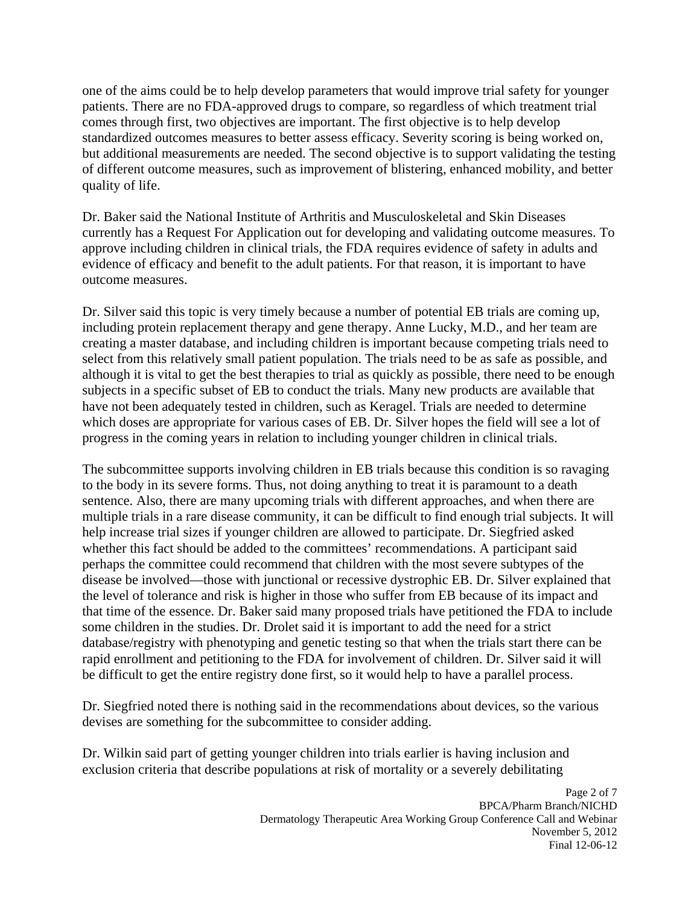one of the aims could be to help develop parameters that would improve trial safety for younger patients. There are no FDA-approved drugs to compare, so regardless of which treatment trial comes through first, two objectives are important. The first objective is to help develop standardized outcomes measures to better assess efficacy. Severity scoring is being worked on, but additional measurements are needed. The second objective is to support validating the testing of different outcome measures, such as improvement of blistering, enhanced mobility, and better quality of life.

Dr. Baker said the National Institute of Arthritis and Musculoskeletal and Skin Diseases currently has a Request For Application out for developing and validating outcome measures. To approve including children in clinical trials, the FDA requires evidence of safety in adults and evidence of efficacy and benefit to the adult patients. For that reason, it is important to have outcome measures.

Dr. Silver said this topic is very timely because a number of potential EB trials are coming up, including protein replacement therapy and gene therapy. Anne Lucky, M.D., and her team are creating a master database, and including children is important because competing trials need to select from this relatively small patient population. The trials need to be as safe as possible, and although it is vital to get the best therapies to trial as quickly as possible, there need to be enough subjects in a specific subset of EB to conduct the trials. Many new products are available that have not been adequately tested in children, such as Keragel. Trials are needed to determine which doses are appropriate for various cases of EB. Dr. Silver hopes the field will see a lot of progress in the coming years in relation to including younger children in clinical trials.

The subcommittee supports involving children in EB trials because this condition is so ravaging to the body in its severe forms. Thus, not doing anything to treat it is paramount to a death sentence. Also, there are many upcoming trials with different approaches, and when there are multiple trials in a rare disease community, it can be difficult to find enough trial subjects. It will help increase trial sizes if younger children are allowed to participate. Dr. Siegfried asked whether this fact should be added to the committees' recommendations. A participant said perhaps the committee could recommend that children with the most severe subtypes of the disease be involved—those with junctional or recessive dystrophic EB. Dr. Silver explained that the level of tolerance and risk is higher in those who suffer from EB because of its impact and that time of the essence. Dr. Baker said many proposed trials have petitioned the FDA to include some children in the studies. Dr. Drolet said it is important to add the need for a strict database/registry with phenotyping and genetic testing so that when the trials start there can be rapid enrollment and petitioning to the FDA for involvement of children. Dr. Silver said it will be difficult to get the entire registry done first, so it would help to have a parallel process.

Dr. Siegfried noted there is nothing said in the recommendations about devices, so the various devises are something for the subcommittee to consider adding.

Dr. Wilkin said part of getting younger children into trials earlier is having inclusion and exclusion criteria that describe populations at risk of mortality or a severely debilitating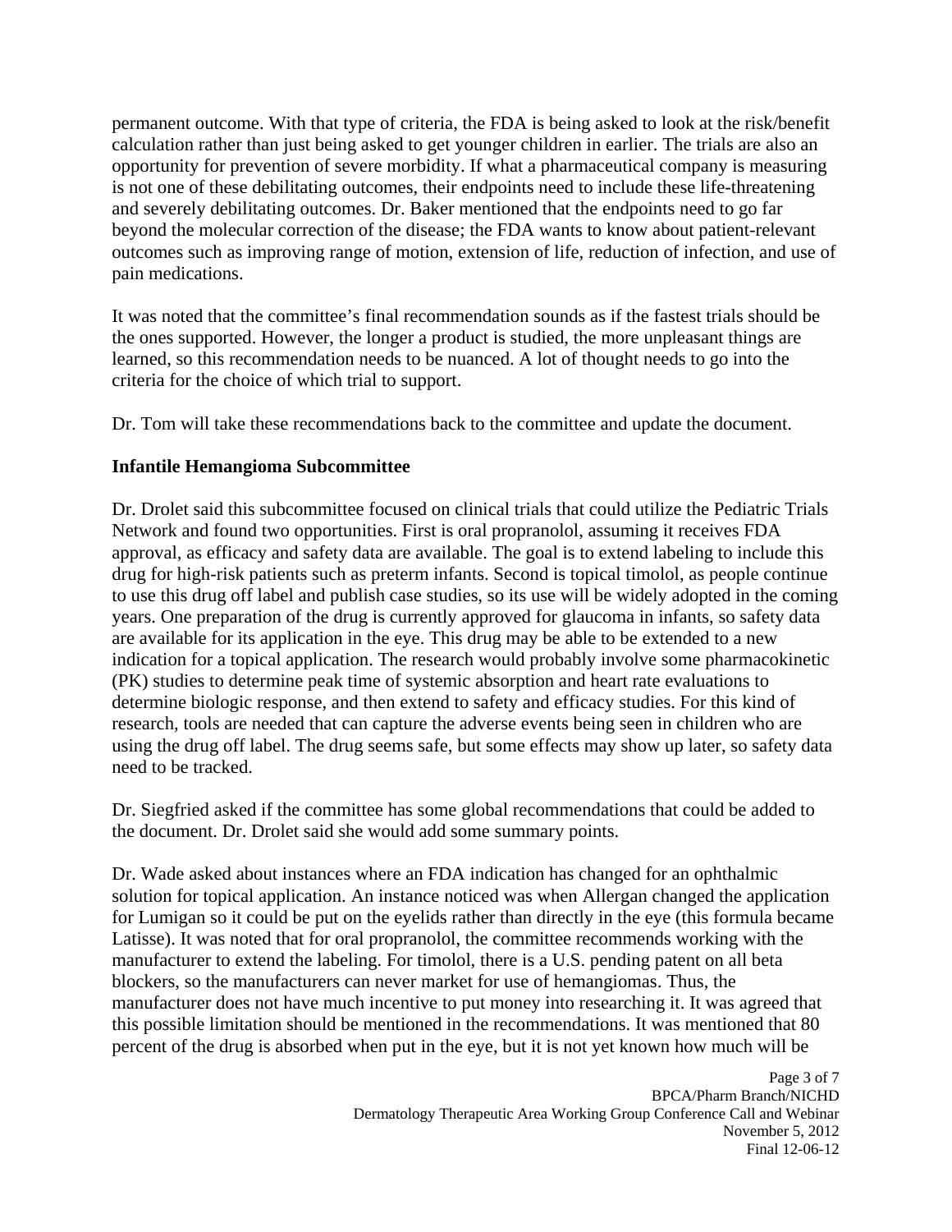permanent outcome. With that type of criteria, the FDA is being asked to look at the risk/benefit calculation rather than just being asked to get younger children in earlier. The trials are also an opportunity for prevention of severe morbidity. If what a pharmaceutical company is measuring is not one of these debilitating outcomes, their endpoints need to include these life-threatening and severely debilitating outcomes. Dr. Baker mentioned that the endpoints need to go far beyond the molecular correction of the disease; the FDA wants to know about patient-relevant outcomes such as improving range of motion, extension of life, reduction of infection, and use of pain medications.

It was noted that the committee's final recommendation sounds as if the fastest trials should be the ones supported. However, the longer a product is studied, the more unpleasant things are learned, so this recommendation needs to be nuanced. A lot of thought needs to go into the criteria for the choice of which trial to support.

Dr. Tom will take these recommendations back to the committee and update the document.

**Infantile Hemangioma Subcommittee**

Dr. Drolet said this subcommittee focused on clinical trials that could utilize the Pediatric Trials Network and found two opportunities. First is oral propranolol, assuming it receives FDA approval, as efficacy and safety data are available. The goal is to extend labeling to include this drug for high-risk patients such as preterm infants. Second is topical timolol, as people continue to use this drug off label and publish case studies, so its use will be widely adopted in the coming years. One preparation of the drug is currently approved for glaucoma in infants, so safety data are available for its application in the eye. This drug may be able to be extended to a new indication for a topical application. The research would probably involve some pharmacokinetic (PK) studies to determine peak time of systemic absorption and heart rate evaluations to determine biologic response, and then extend to safety and efficacy studies. For this kind of research, tools are needed that can capture the adverse events being seen in children who are using the drug off label. The drug seems safe, but some effects may show up later, so safety data need to be tracked.

Dr. Siegfried asked if the committee has some global recommendations that could be added to the document. Dr. Drolet said she would add some summary points.

Dr. Wade asked about instances where an FDA indication has changed for an ophthalmic solution for topical application. An instance noticed was when Allergan changed the application for Lumigan so it could be put on the eyelids rather than directly in the eye (this formula became Latisse). It was noted that for oral propranolol, the committee recommends working with the manufacturer to extend the labeling. For timolol, there is a U.S. pending patent on all beta blockers, so the manufacturers can never market for use of hemangiomas. Thus, the manufacturer does not have much incentive to put money into researching it. It was agreed that this possible limitation should be mentioned in the recommendations. It was mentioned that 80 percent of the drug is absorbed when put in the eye, but it is not yet known how much will be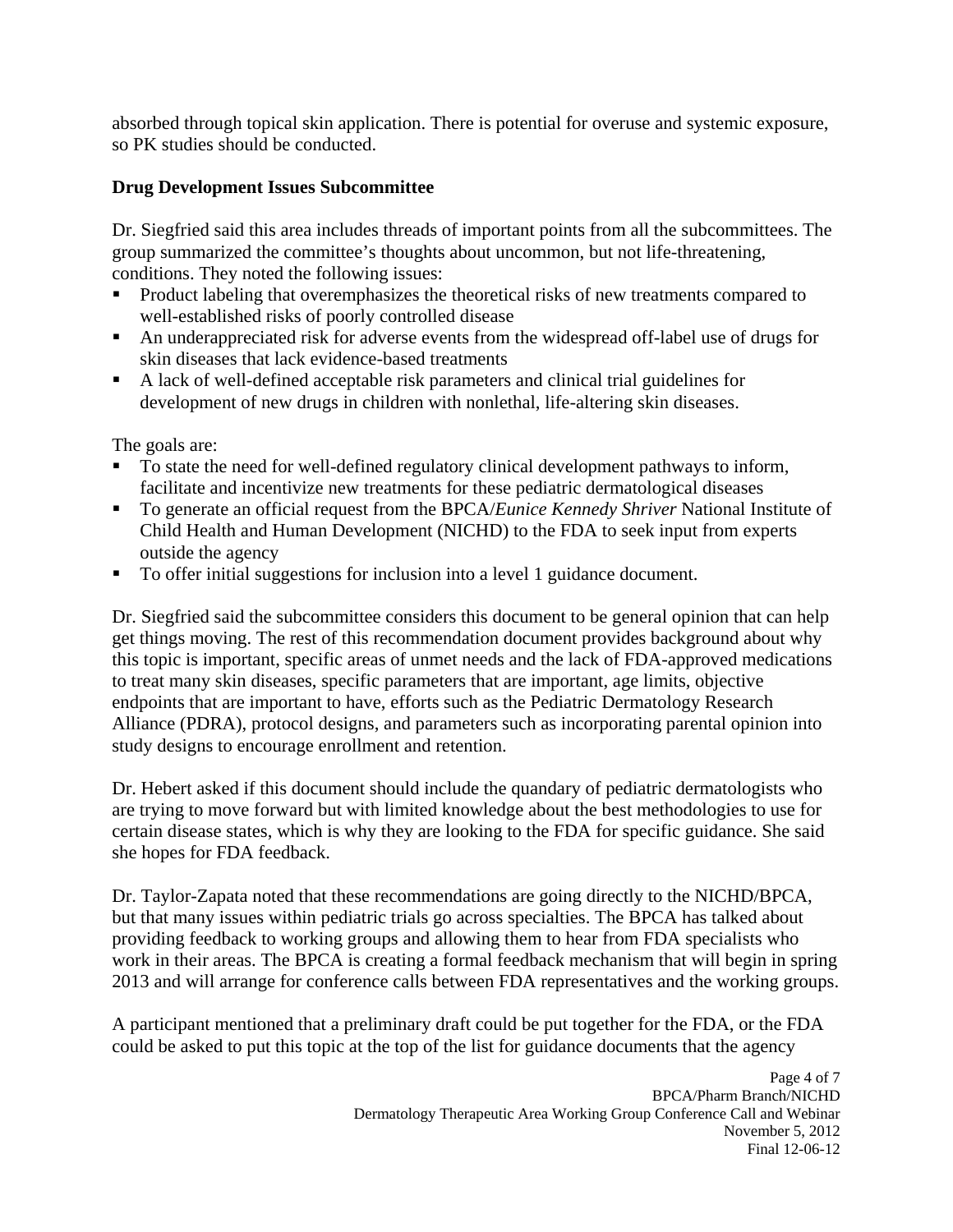absorbed through topical skin application. There is potential for overuse and systemic exposure, so PK studies should be conducted.

**Drug Development Issues Subcommittee**

Dr. Siegfried said this area includes threads of important points from all the subcommittees. The group summarized the committee's thoughts about uncommon, but not life-threatening, conditions. They noted the following issues:

- Product labeling that overemphasizes the theoretical risks of new treatments compared to well-established risks of poorly controlled disease
- An underappreciated risk for adverse events from the widespread off-label use of drugs for skin diseases that lack evidence-based treatments
- A lack of well-defined acceptable risk parameters and clinical trial guidelines for development of new drugs in children with nonlethal, life-altering skin diseases.

The goals are:

- To state the need for well-defined regulatory clinical development pathways to inform, facilitate and incentivize new treatments for these pediatric dermatological diseases
- To generate an official request from the BPCA/*Eunice Kennedy Shriver* National Institute of Child Health and Human Development (NICHD) to the FDA to seek input from experts outside the agency
- To offer initial suggestions for inclusion into a level 1 guidance document.

Dr. Siegfried said the subcommittee considers this document to be general opinion that can help get things moving. The rest of this recommendation document provides background about why this topic is important, specific areas of unmet needs and the lack of FDA-approved medications to treat many skin diseases, specific parameters that are important, age limits, objective endpoints that are important to have, efforts such as the Pediatric Dermatology Research Alliance (PDRA), protocol designs, and parameters such as incorporating parental opinion into study designs to encourage enrollment and retention.

Dr. Hebert asked if this document should include the quandary of pediatric dermatologists who are trying to move forward but with limited knowledge about the best methodologies to use for certain disease states, which is why they are looking to the FDA for specific guidance. She said she hopes for FDA feedback.

Dr. Taylor-Zapata noted that these recommendations are going directly to the NICHD/BPCA, but that many issues within pediatric trials go across specialties. The BPCA has talked about providing feedback to working groups and allowing them to hear from FDA specialists who work in their areas. The BPCA is creating a formal feedback mechanism that will begin in spring 2013 and will arrange for conference calls between FDA representatives and the working groups.

A participant mentioned that a preliminary draft could be put together for the FDA, or the FDA could be asked to put this topic at the top of the list for guidance documents that the agency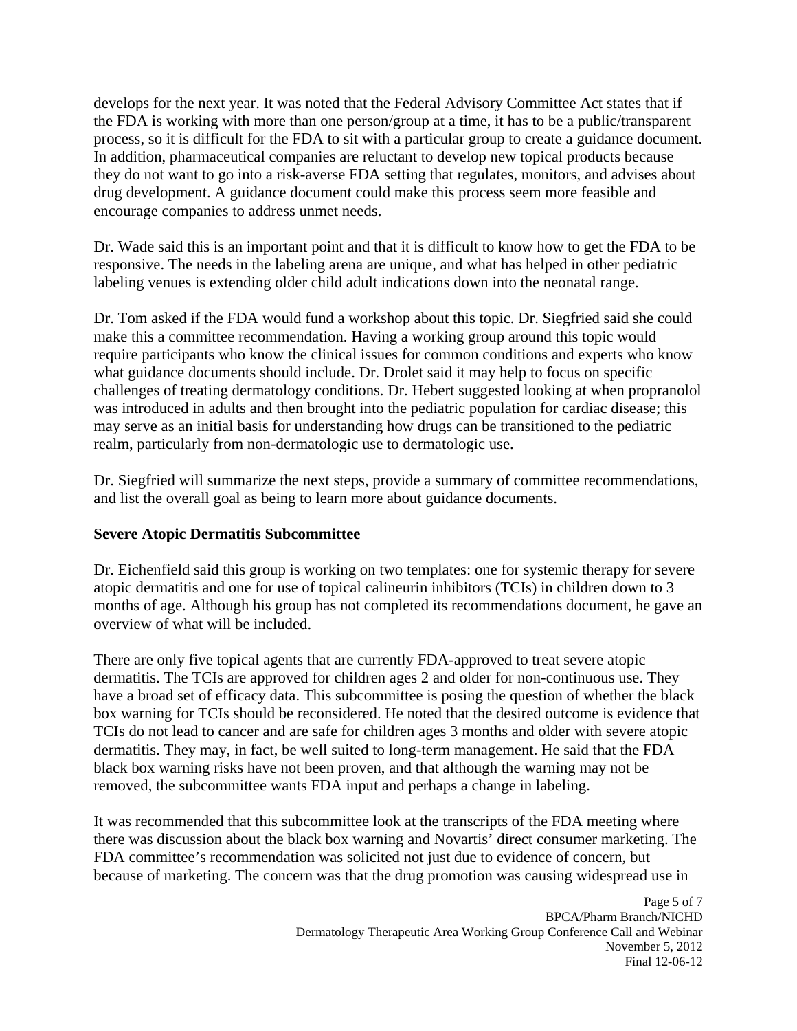develops for the next year. It was noted that the Federal Advisory Committee Act states that if the FDA is working with more than one person/group at a time, it has to be a public/transparent process, so it is difficult for the FDA to sit with a particular group to create a guidance document. In addition, pharmaceutical companies are reluctant to develop new topical products because they do not want to go into a risk-averse FDA setting that regulates, monitors, and advises about drug development. A guidance document could make this process seem more feasible and encourage companies to address unmet needs.

Dr. Wade said this is an important point and that it is difficult to know how to get the FDA to be responsive. The needs in the labeling arena are unique, and what has helped in other pediatric labeling venues is extending older child adult indications down into the neonatal range.

Dr. Tom asked if the FDA would fund a workshop about this topic. Dr. Siegfried said she could make this a committee recommendation. Having a working group around this topic would require participants who know the clinical issues for common conditions and experts who know what guidance documents should include. Dr. Drolet said it may help to focus on specific challenges of treating dermatology conditions. Dr. Hebert suggested looking at when propranolol was introduced in adults and then brought into the pediatric population for cardiac disease; this may serve as an initial basis for understanding how drugs can be transitioned to the pediatric realm, particularly from non-dermatologic use to dermatologic use.

Dr. Siegfried will summarize the next steps, provide a summary of committee recommendations, and list the overall goal as being to learn more about guidance documents.

**Severe Atopic Dermatitis Subcommittee**

Dr. Eichenfield said this group is working on two templates: one for systemic therapy for severe atopic dermatitis and one for use of topical calineurin inhibitors (TCIs) in children down to 3 months of age. Although his group has not completed its recommendations document, he gave an overview of what will be included.

There are only five topical agents that are currently FDA-approved to treat severe atopic dermatitis. The TCIs are approved for children ages 2 and older for non-continuous use. They have a broad set of efficacy data. This subcommittee is posing the question of whether the black box warning for TCIs should be reconsidered. He noted that the desired outcome is evidence that TCIs do not lead to cancer and are safe for children ages 3 months and older with severe atopic dermatitis. They may, in fact, be well suited to long-term management. He said that the FDA black box warning risks have not been proven, and that although the warning may not be removed, the subcommittee wants FDA input and perhaps a change in labeling.

It was recommended that this subcommittee look at the transcripts of the FDA meeting where there was discussion about the black box warning and Novartis' direct consumer marketing. The FDA committee's recommendation was solicited not just due to evidence of concern, but because of marketing. The concern was that the drug promotion was causing widespread use in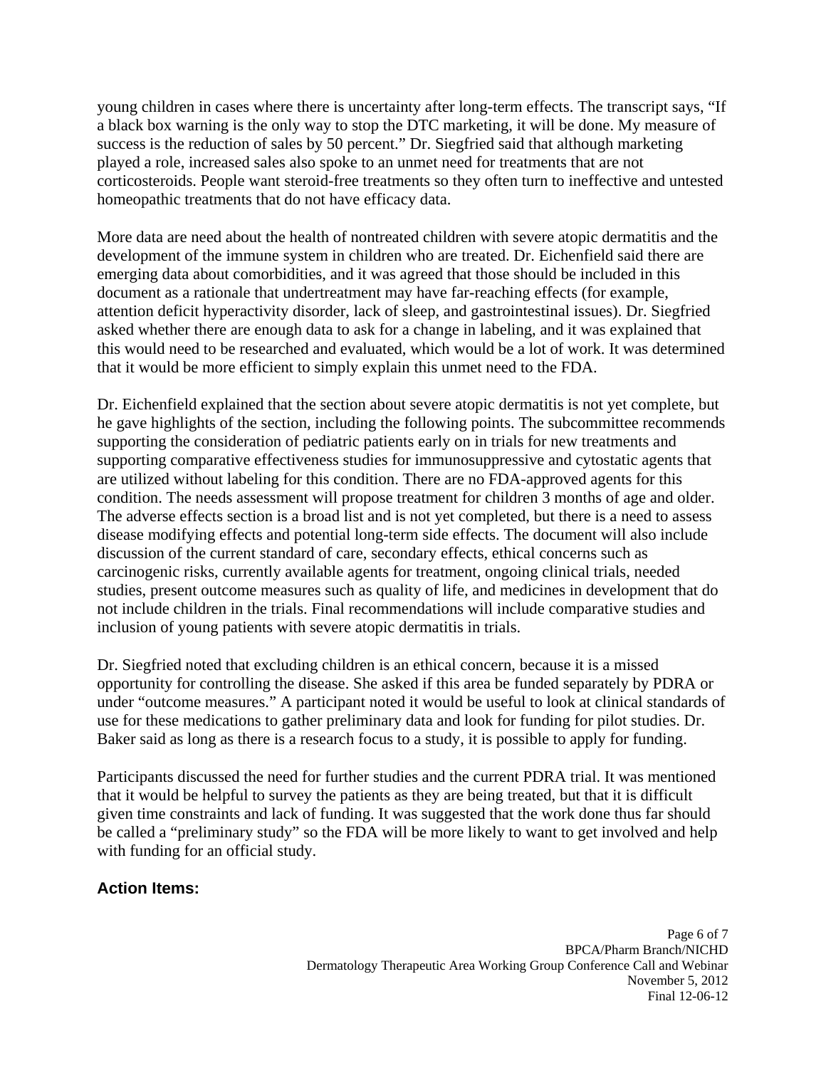young children in cases where there is uncertainty after long-term effects. The transcript says, "If a black box warning is the only way to stop the DTC marketing, it will be done. My measure of success is the reduction of sales by 50 percent." Dr. Siegfried said that although marketing played a role, increased sales also spoke to an unmet need for treatments that are not corticosteroids. People want steroid-free treatments so they often turn to ineffective and untested homeopathic treatments that do not have efficacy data.

More data are need about the health of nontreated children with severe atopic dermatitis and the development of the immune system in children who are treated. Dr. Eichenfield said there are emerging data about comorbidities, and it was agreed that those should be included in this document as a rationale that undertreatment may have far-reaching effects (for example, attention deficit hyperactivity disorder, lack of sleep, and gastrointestinal issues). Dr. Siegfried asked whether there are enough data to ask for a change in labeling, and it was explained that this would need to be researched and evaluated, which would be a lot of work. It was determined that it would be more efficient to simply explain this unmet need to the FDA.

Dr. Eichenfield explained that the section about severe atopic dermatitis is not yet complete, but he gave highlights of the section, including the following points. The subcommittee recommends supporting the consideration of pediatric patients early on in trials for new treatments and supporting comparative effectiveness studies for immunosuppressive and cytostatic agents that are utilized without labeling for this condition. There are no FDA-approved agents for this condition. The needs assessment will propose treatment for children 3 months of age and older. The adverse effects section is a broad list and is not yet completed, but there is a need to assess disease modifying effects and potential long-term side effects. The document will also include discussion of the current standard of care, secondary effects, ethical concerns such as carcinogenic risks, currently available agents for treatment, ongoing clinical trials, needed studies, present outcome measures such as quality of life, and medicines in development that do not include children in the trials. Final recommendations will include comparative studies and inclusion of young patients with severe atopic dermatitis in trials.

Dr. Siegfried noted that excluding children is an ethical concern, because it is a missed opportunity for controlling the disease. She asked if this area be funded separately by PDRA or under "outcome measures." A participant noted it would be useful to look at clinical standards of use for these medications to gather preliminary data and look for funding for pilot studies. Dr. Baker said as long as there is a research focus to a study, it is possible to apply for funding.

Participants discussed the need for further studies and the current PDRA trial. It was mentioned that it would be helpful to survey the patients as they are being treated, but that it is difficult given time constraints and lack of funding. It was suggested that the work done thus far should be called a "preliminary study" so the FDA will be more likely to want to get involved and help with funding for an official study.

### Action Items: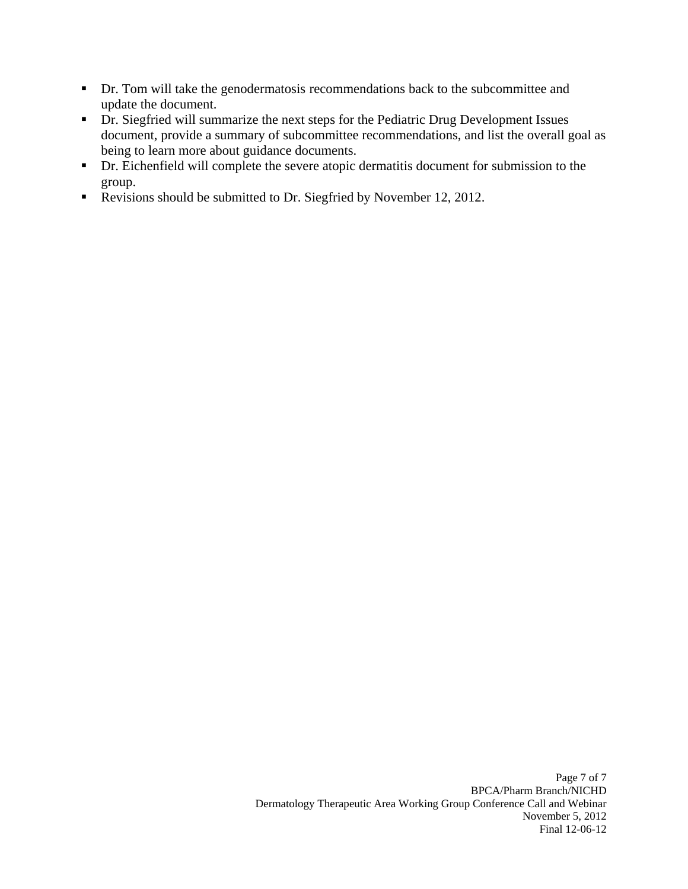- Dr. Tom will take the genodermatosis recommendations back to the subcommittee and update the document.
- Dr. Siegfried will summarize the next steps for the Pediatric Drug Development Issues document, provide a summary of subcommittee recommendations, and list the overall goal as being to learn more about guidance documents.
- Dr. Eichenfield will complete the severe atopic dermatitis document for submission to the group.
- Revisions should be submitted to Dr. Siegfried by November 12, 2012.